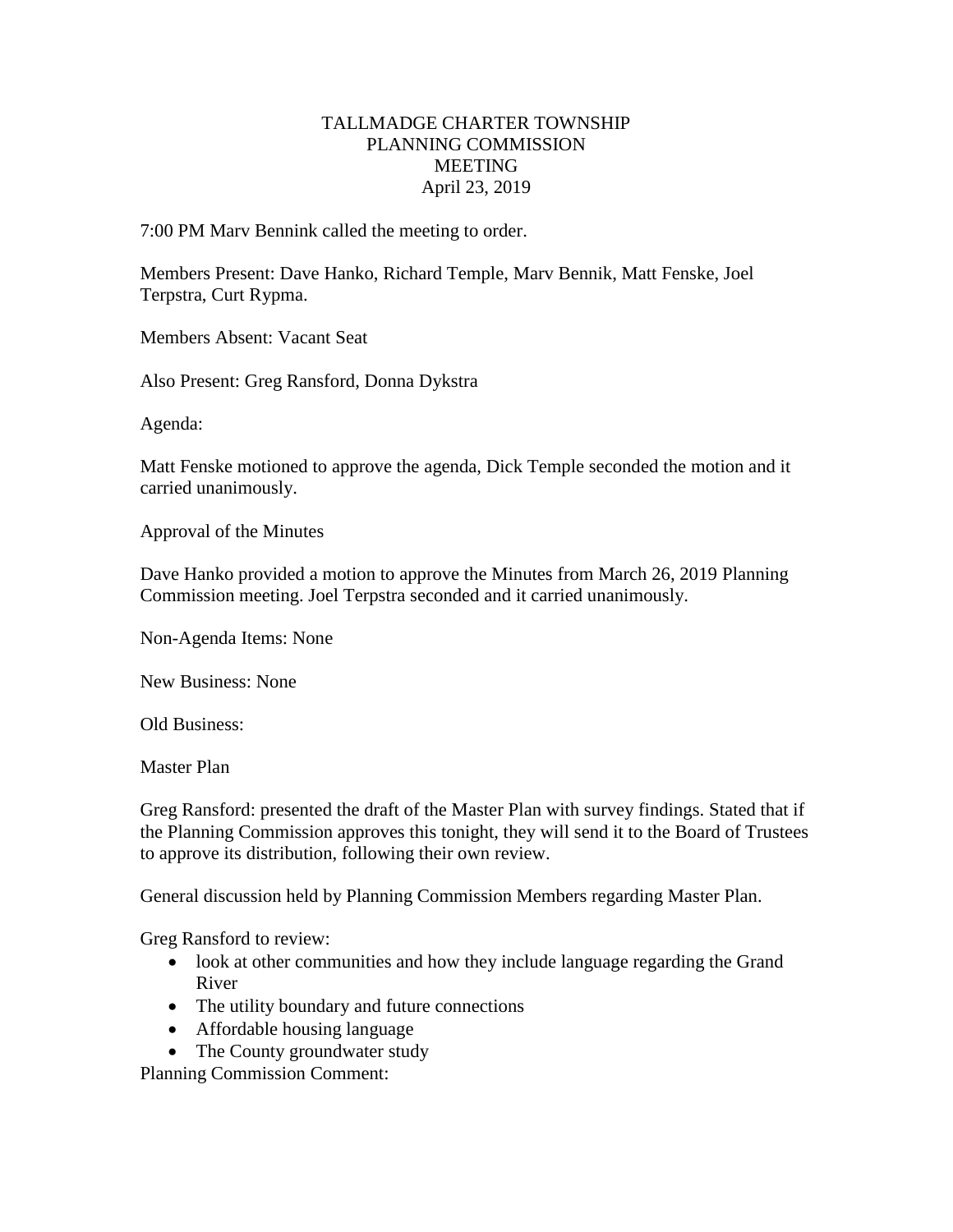# TALLMADGE CHARTER TOWNSHIP
## PLANNING COMMISSION
## MEETING
## April 23, 2019

7:00 PM Marv Bennink called the meeting to order.

Members Present: Dave Hanko, Richard Temple, Marv Bennik, Matt Fenske, Joel Terpstra, Curt Rypma.

Members Absent: Vacant Seat

Also Present: Greg Ransford, Donna Dykstra

Agenda:

Matt Fenske motioned to approve the agenda, Dick Temple seconded the motion and it carried unanimously.

Approval of the Minutes

Dave Hanko provided a motion to approve the Minutes from March 26, 2019 Planning Commission meeting. Joel Terpstra seconded and it carried unanimously.

Non-Agenda Items: None

New Business: None

Old Business:

Master Plan

Greg Ransford: presented the draft of the Master Plan with survey findings. Stated that if the Planning Commission approves this tonight, they will send it to the Board of Trustees to approve its distribution, following their own review.

General discussion held by Planning Commission Members regarding Master Plan.

Greg Ransford to review:

- look at other communities and how they include language regarding the Grand River
- The utility boundary and future connections
- Affordable housing language
- The County groundwater study

Planning Commission Comment: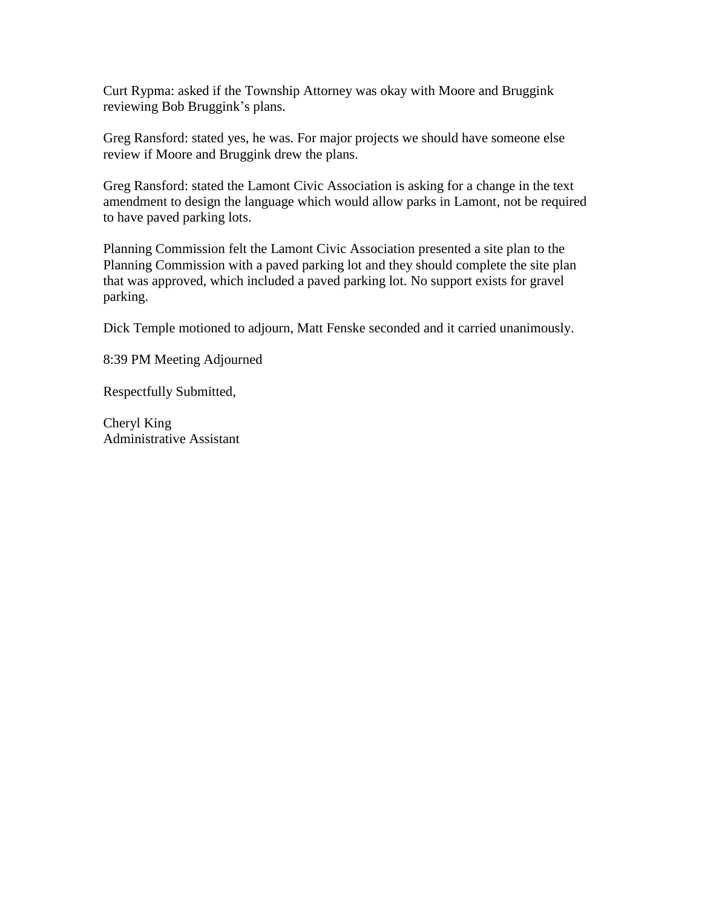Curt Rypma: asked if the Township Attorney was okay with Moore and Bruggink reviewing Bob Bruggink's plans.

Greg Ransford: stated yes, he was. For major projects we should have someone else review if Moore and Bruggink drew the plans.

Greg Ransford: stated the Lamont Civic Association is asking for a change in the text amendment to design the language which would allow parks in Lamont, not be required to have paved parking lots.

Planning Commission felt the Lamont Civic Association presented a site plan to the Planning Commission with a paved parking lot and they should complete the site plan that was approved, which included a paved parking lot. No support exists for gravel parking.

Dick Temple motioned to adjourn, Matt Fenske seconded and it carried unanimously.

8:39 PM Meeting Adjourned

Respectfully Submitted,

Cheryl King
Administrative Assistant